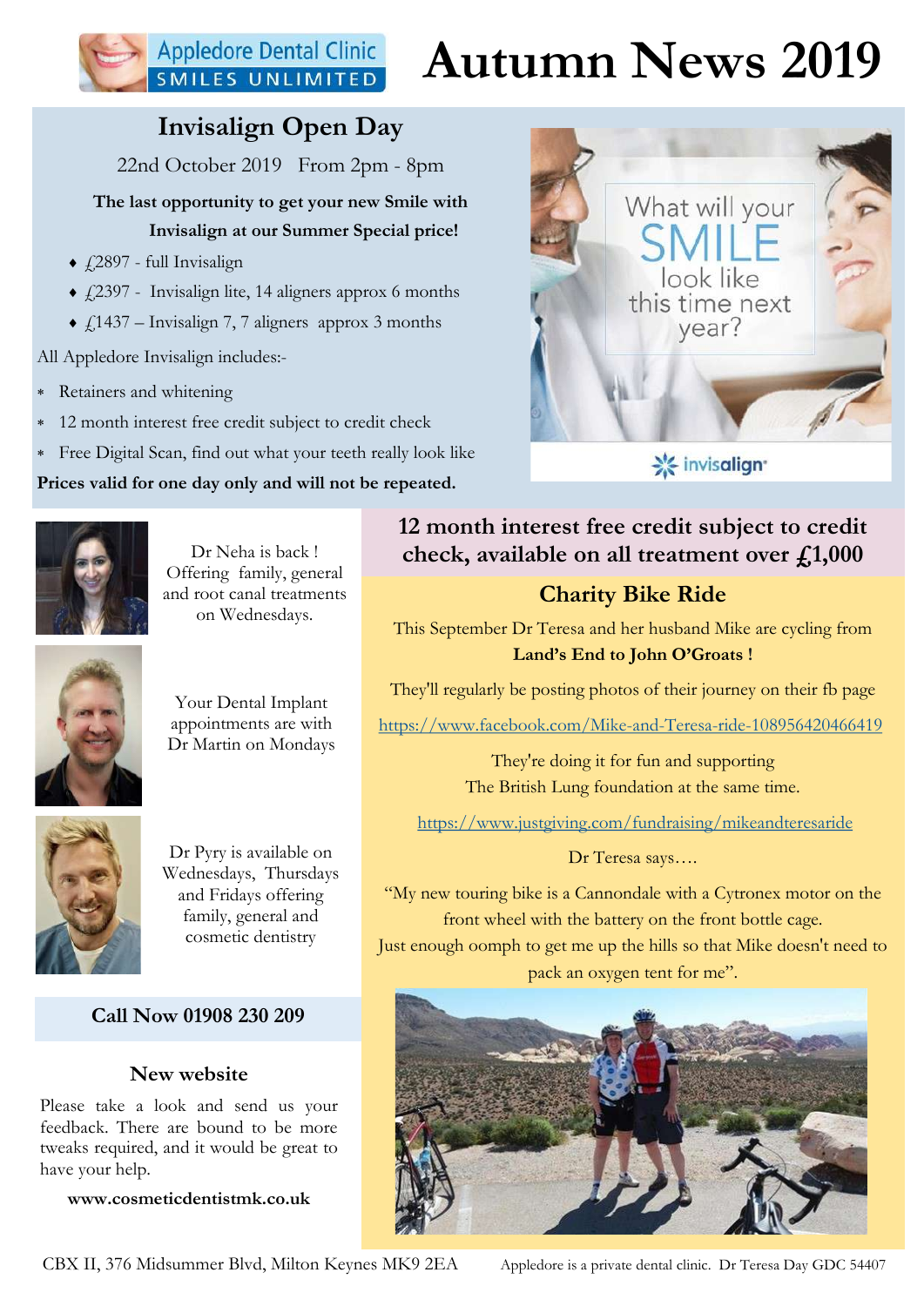Appledore Dental Clinic
SMILES UNLIMITED

# Autumn News 2019

## Invisalign Open Day

22nd October 2019 From 2pm - 8pm

**The last opportunity to get your new Smile with Invisalign at our Summer Special price!**

- £2897 - full Invisalign
- £2397 - Invisalign lite, 14 aligners approx 6 months
- £1437 – Invisalign 7, 7 aligners approx 3 months

All Appledore Invisalign includes:-

- Retainers and whitening
- 12 month interest free credit subject to credit check
- Free Digital Scan, find out what your teeth really look like

**Prices valid for one day only and will not be repeated.**

What will your SMILE look like this time next year?

invisalign

Dr Neha is back ! Offering family, general and root canal treatments on Wednesdays.

Your Dental Implant appointments are with Dr Martin on Mondays

Dr Pyry is available on Wednesdays, Thursdays and Fridays offering family, general and cosmetic dentistry

**Call Now 01908 230 209**

### New website

Please take a look and send us your feedback. There are bound to be more tweaks required, and it would be great to have your help.

**www.cosmeticdentistmk.co.uk**

### 12 month interest free credit subject to credit check, available on all treatment over £1,000

### Charity Bike Ride

This September Dr Teresa and her husband Mike are cycling from **Land's End to John O'Groats !**

They'll regularly be posting photos of their journey on their fb page

https://www.facebook.com/Mike-and-Teresa-ride-108956420466419

They're doing it for fun and supporting The British Lung foundation at the same time.

https://www.justgiving.com/fundraising/mikeandteresaride

Dr Teresa says….

"My new touring bike is a Cannondale with a Cytronex motor on the front wheel with the battery on the front bottle cage. Just enough oomph to get me up the hills so that Mike doesn't need to pack an oxygen tent for me".

CBX II, 376 Midsummer Blvd, Milton Keynes MK9 2EA Appledore is a private dental clinic. Dr Teresa Day GDC 54407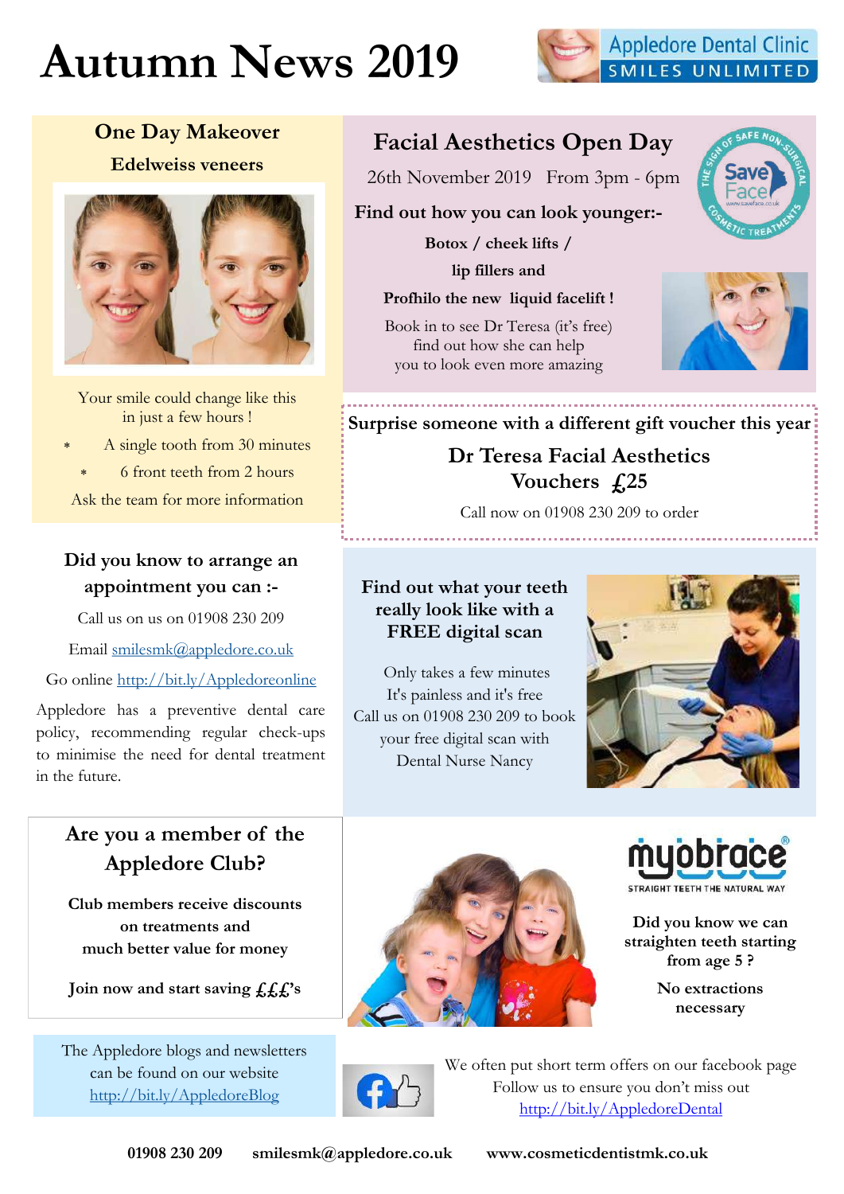# Autumn News 2019

Appledore Dental Clinic
SMILES UNLIMITED

## One Day Makeover

**Edelweiss veneers**

Your smile could change like this in just a few hours !

- A single tooth from 30 minutes
- 6 front teeth from 2 hours

Ask the team for more information

## Facial Aesthetics Open Day

26th November 2019 From 3pm - 6pm

**Find out how you can look younger:-**

**Botox / cheek lifts /**

**lip fillers and**

**Profhilo the new liquid facelift !**

Book in to see Dr Teresa (it's free) find out how she can help you to look even more amazing

THE SIGN OF SAFE NON-SURGICAL COSMETIC TREATMENTS
Save Face
www.saveface.co.uk

**Surprise someone with a different gift voucher this year**

**Dr Teresa Facial Aesthetics Vouchers £25**

Call now on 01908 230 209 to order

### Did you know to arrange an appointment you can :-

Call us on us on 01908 230 209

Email smilesmk@appledore.co.uk

Go online http://bit.ly/Appledoreonline

Appledore has a preventive dental care policy, recommending regular check-ups to minimise the need for dental treatment in the future.

### Find out what your teeth really look like with a FREE digital scan

Only takes a few minutes
It's painless and it's free
Call us on 01908 230 209 to book your free digital scan with Dental Nurse Nancy

### Are you a member of the Appledore Club?

**Club members receive discounts on treatments and much better value for money**

**Join now and start saving £££'s**

myobrace®
STRAIGHT TEETH THE NATURAL WAY

**Did you know we can straighten teeth starting from age 5 ?**

**No extractions necessary**

The Appledore blogs and newsletters can be found on our website http://bit.ly/AppledoreBlog

We often put short term offers on our facebook page
Follow us to ensure you don't miss out
http://bit.ly/AppledoreDental

**01908 230 209 smilesmk@appledore.co.uk www.cosmeticdentistmk.co.uk**